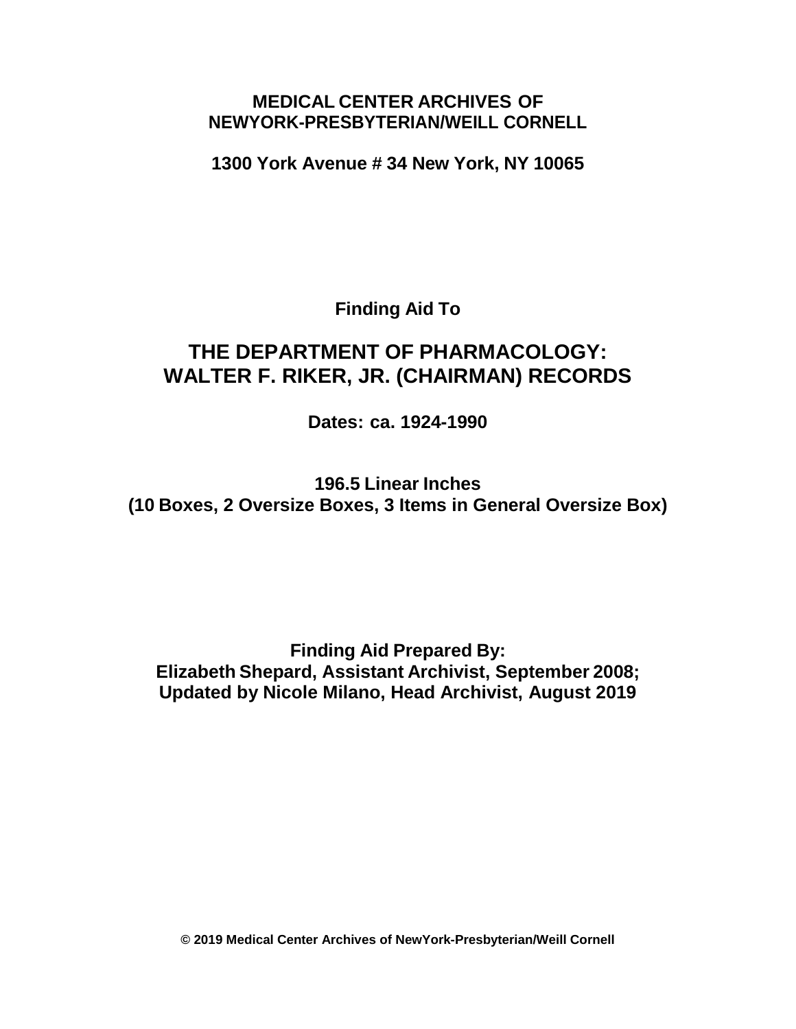**MEDICAL CENTER ARCHIVES OF**
**NEWYORK-PRESBYTERIAN/WEILL CORNELL**

**1300 York Avenue # 34 New York, NY 10065**

**Finding Aid To**

# THE DEPARTMENT OF PHARMACOLOGY: WALTER F. RIKER, JR. (CHAIRMAN) RECORDS

**Dates: ca. 1924-1990**

**196.5 Linear Inches**
**(10 Boxes, 2 Oversize Boxes, 3 Items in General Oversize Box)**

**Finding Aid Prepared By:**
**Elizabeth Shepard, Assistant Archivist, September 2008;**
**Updated by Nicole Milano, Head Archivist, August 2019**

**© 2019 Medical Center Archives of NewYork-Presbyterian/Weill Cornell**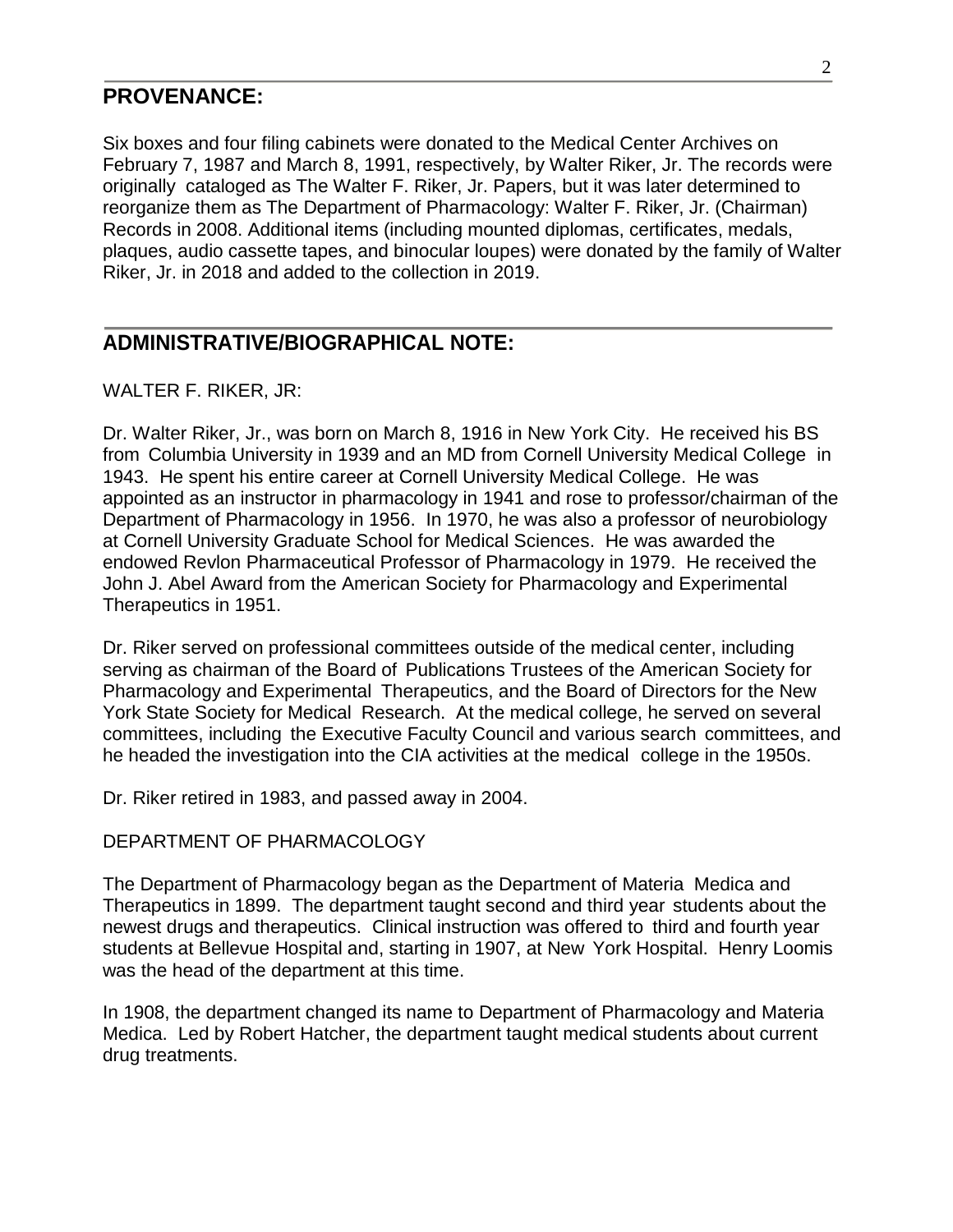## PROVENANCE:

Six boxes and four filing cabinets were donated to the Medical Center Archives on February 7, 1987 and March 8, 1991, respectively, by Walter Riker, Jr. The records were originally cataloged as The Walter F. Riker, Jr. Papers, but it was later determined to reorganize them as The Department of Pharmacology: Walter F. Riker, Jr. (Chairman) Records in 2008. Additional items (including mounted diplomas, certificates, medals, plaques, audio cassette tapes, and binocular loupes) were donated by the family of Walter Riker, Jr. in 2018 and added to the collection in 2019.

## ADMINISTRATIVE/BIOGRAPHICAL NOTE:

WALTER F. RIKER, JR:

Dr. Walter Riker, Jr., was born on March 8, 1916 in New York City. He received his BS from Columbia University in 1939 and an MD from Cornell University Medical College in 1943. He spent his entire career at Cornell University Medical College. He was appointed as an instructor in pharmacology in 1941 and rose to professor/chairman of the Department of Pharmacology in 1956. In 1970, he was also a professor of neurobiology at Cornell University Graduate School for Medical Sciences. He was awarded the endowed Revlon Pharmaceutical Professor of Pharmacology in 1979. He received the John J. Abel Award from the American Society for Pharmacology and Experimental Therapeutics in 1951.

Dr. Riker served on professional committees outside of the medical center, including serving as chairman of the Board of Publications Trustees of the American Society for Pharmacology and Experimental Therapeutics, and the Board of Directors for the New York State Society for Medical Research. At the medical college, he served on several committees, including the Executive Faculty Council and various search committees, and he headed the investigation into the CIA activities at the medical college in the 1950s.

Dr. Riker retired in 1983, and passed away in 2004.

DEPARTMENT OF PHARMACOLOGY

The Department of Pharmacology began as the Department of Materia Medica and Therapeutics in 1899. The department taught second and third year students about the newest drugs and therapeutics. Clinical instruction was offered to third and fourth year students at Bellevue Hospital and, starting in 1907, at New York Hospital. Henry Loomis was the head of the department at this time.

In 1908, the department changed its name to Department of Pharmacology and Materia Medica. Led by Robert Hatcher, the department taught medical students about current drug treatments.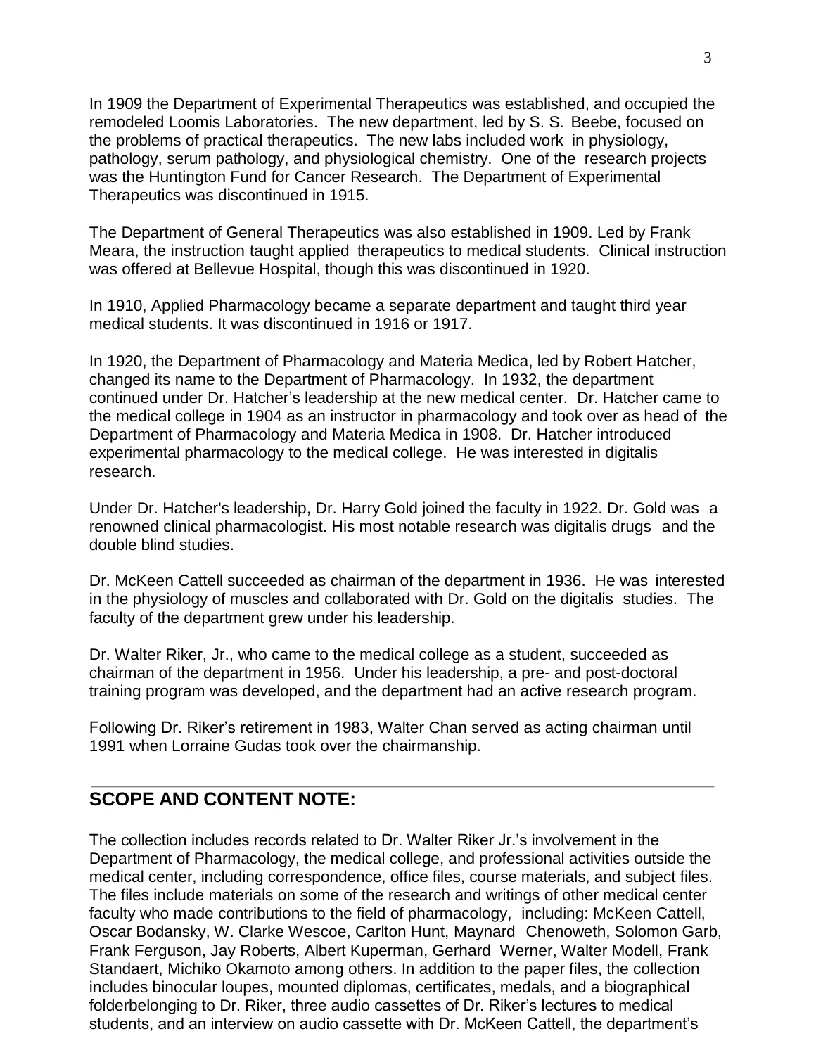In 1909 the Department of Experimental Therapeutics was established, and occupied the remodeled Loomis Laboratories. The new department, led by S. S. Beebe, focused on the problems of practical therapeutics. The new labs included work in physiology, pathology, serum pathology, and physiological chemistry. One of the research projects was the Huntington Fund for Cancer Research. The Department of Experimental Therapeutics was discontinued in 1915.

The Department of General Therapeutics was also established in 1909. Led by Frank Meara, the instruction taught applied therapeutics to medical students. Clinical instruction was offered at Bellevue Hospital, though this was discontinued in 1920.

In 1910, Applied Pharmacology became a separate department and taught third year medical students. It was discontinued in 1916 or 1917.

In 1920, the Department of Pharmacology and Materia Medica, led by Robert Hatcher, changed its name to the Department of Pharmacology. In 1932, the department continued under Dr. Hatcher's leadership at the new medical center. Dr. Hatcher came to the medical college in 1904 as an instructor in pharmacology and took over as head of the Department of Pharmacology and Materia Medica in 1908. Dr. Hatcher introduced experimental pharmacology to the medical college. He was interested in digitalis research.

Under Dr. Hatcher's leadership, Dr. Harry Gold joined the faculty in 1922. Dr. Gold was a renowned clinical pharmacologist. His most notable research was digitalis drugs and the double blind studies.

Dr. McKeen Cattell succeeded as chairman of the department in 1936. He was interested in the physiology of muscles and collaborated with Dr. Gold on the digitalis studies. The faculty of the department grew under his leadership.

Dr. Walter Riker, Jr., who came to the medical college as a student, succeeded as chairman of the department in 1956. Under his leadership, a pre- and post-doctoral training program was developed, and the department had an active research program.

Following Dr. Riker's retirement in 1983, Walter Chan served as acting chairman until 1991 when Lorraine Gudas took over the chairmanship.

## SCOPE AND CONTENT NOTE:

The collection includes records related to Dr. Walter Riker Jr.'s involvement in the Department of Pharmacology, the medical college, and professional activities outside the medical center, including correspondence, office files, course materials, and subject files. The files include materials on some of the research and writings of other medical center faculty who made contributions to the field of pharmacology, including: McKeen Cattell, Oscar Bodansky, W. Clarke Wescoe, Carlton Hunt, Maynard Chenoweth, Solomon Garb, Frank Ferguson, Jay Roberts, Albert Kuperman, Gerhard Werner, Walter Modell, Frank Standaert, Michiko Okamoto among others. In addition to the paper files, the collection includes binocular loupes, mounted diplomas, certificates, medals, and a biographical folderbelonging to Dr. Riker, three audio cassettes of Dr. Riker's lectures to medical students, and an interview on audio cassette with Dr. McKeen Cattell, the department's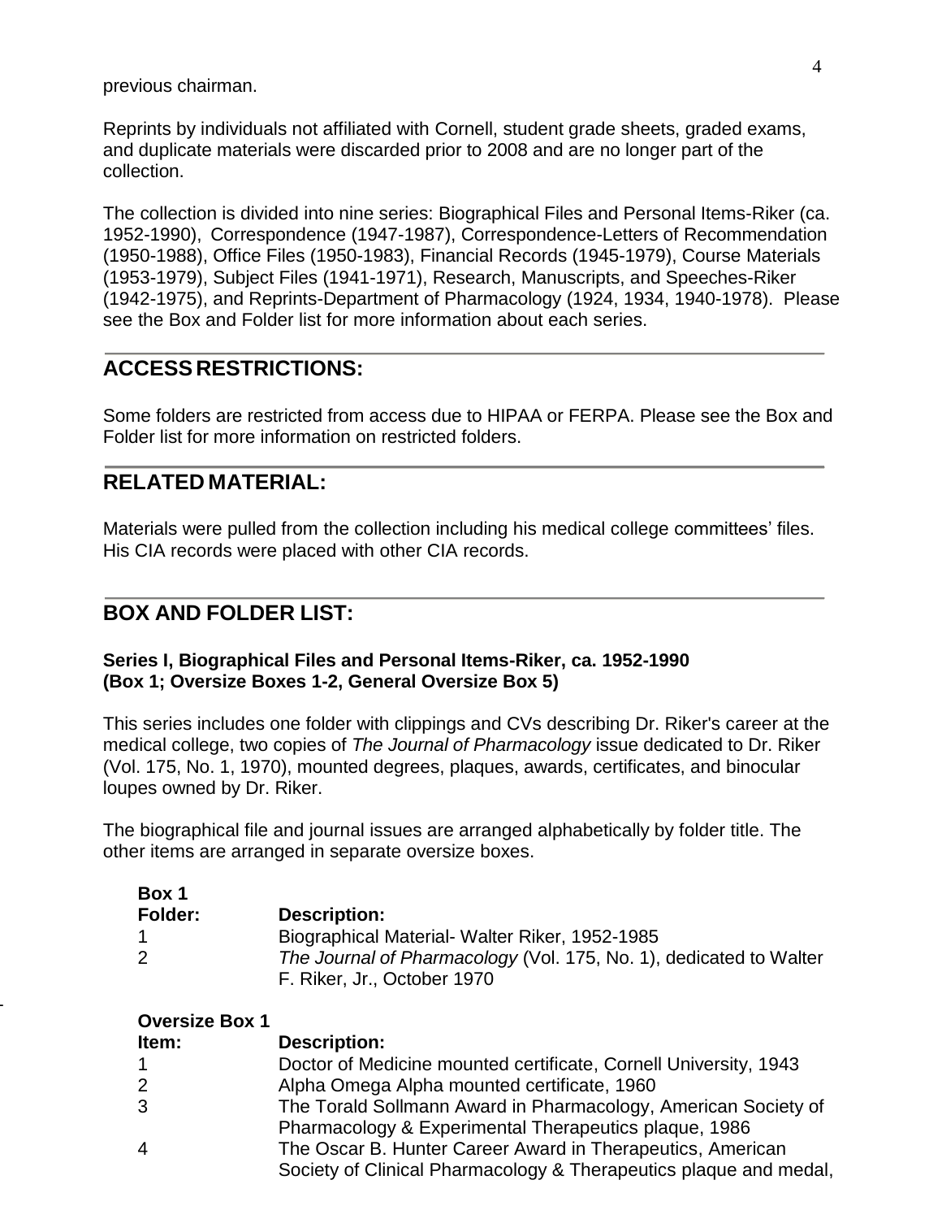previous chairman.

Reprints by individuals not affiliated with Cornell, student grade sheets, graded exams, and duplicate materials were discarded prior to 2008 and are no longer part of the collection.

The collection is divided into nine series: Biographical Files and Personal Items-Riker (ca. 1952-1990), Correspondence (1947-1987), Correspondence-Letters of Recommendation (1950-1988), Office Files (1950-1983), Financial Records (1945-1979), Course Materials (1953-1979), Subject Files (1941-1971), Research, Manuscripts, and Speeches-Riker (1942-1975), and Reprints-Department of Pharmacology (1924, 1934, 1940-1978). Please see the Box and Folder list for more information about each series.

## ACCESS RESTRICTIONS:

Some folders are restricted from access due to HIPAA or FERPA. Please see the Box and Folder list for more information on restricted folders.

## RELATED MATERIAL:

Materials were pulled from the collection including his medical college committees' files. His CIA records were placed with other CIA records.

## BOX AND FOLDER LIST:

**Series I, Biographical Files and Personal Items-Riker, ca. 1952-1990 (Box 1; Oversize Boxes 1-2, General Oversize Box 5)**

This series includes one folder with clippings and CVs describing Dr. Riker's career at the medical college, two copies of *The Journal of Pharmacology* issue dedicated to Dr. Riker (Vol. 175, No. 1, 1970), mounted degrees, plaques, awards, certificates, and binocular loupes owned by Dr. Riker.

The biographical file and journal issues are arranged alphabetically by folder title. The other items are arranged in separate oversize boxes.

**Box 1**

| Folder: | Description: |
|---|---|
| 1 | Biographical Material- Walter Riker, 1952-1985 |
| 2 | *The Journal of Pharmacology* (Vol. 175, No. 1), dedicated to Walter F. Riker, Jr., October 1970 |

**Oversize Box 1**

| Item: | Description: |
|---|---|
| 1 | Doctor of Medicine mounted certificate, Cornell University, 1943 |
| 2 | Alpha Omega Alpha mounted certificate, 1960 |
| 3 | The Torald Sollmann Award in Pharmacology, American Society of Pharmacology & Experimental Therapeutics plaque, 1986 |
| 4 | The Oscar B. Hunter Career Award in Therapeutics, American Society of Clinical Pharmacology & Therapeutics plaque and medal, |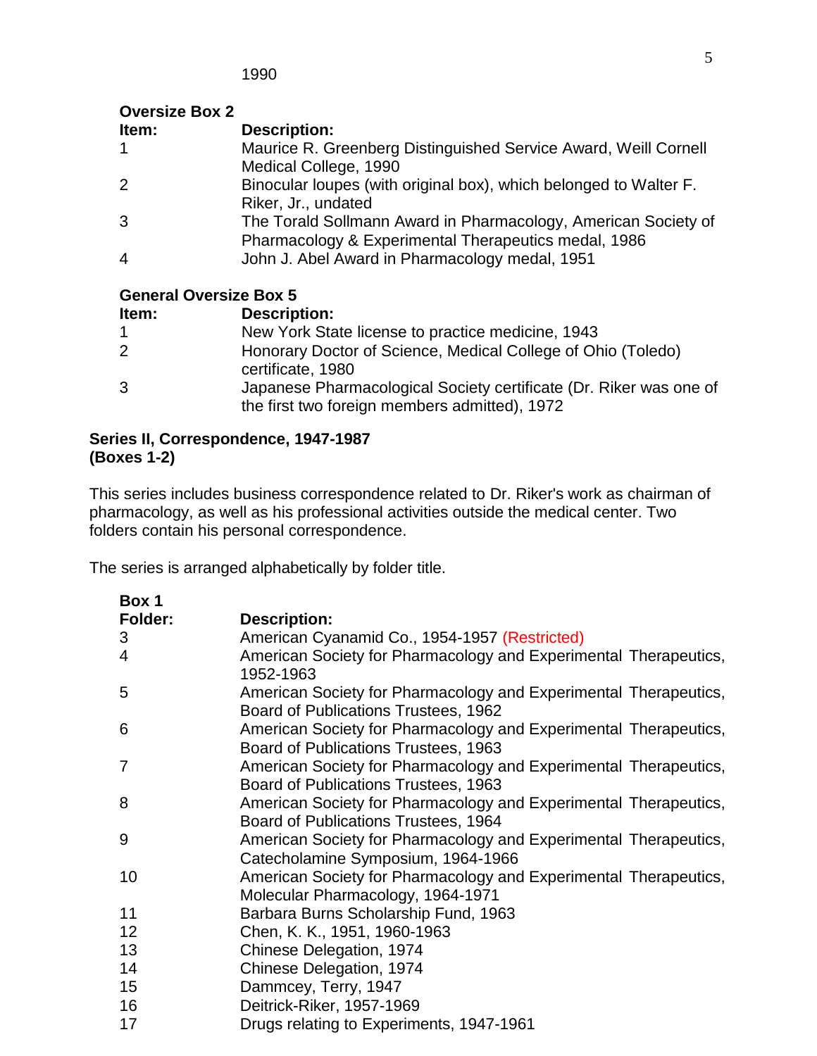1990

**Oversize Box 2**

| Item: | Description: |
|---|---|
| 1 | Maurice R. Greenberg Distinguished Service Award, Weill Cornell Medical College, 1990 |
| 2 | Binocular loupes (with original box), which belonged to Walter F. Riker, Jr., undated |
| 3 | The Torald Sollmann Award in Pharmacology, American Society of Pharmacology & Experimental Therapeutics medal, 1986 |
| 4 | John J. Abel Award in Pharmacology medal, 1951 |

**General Oversize Box 5**

| Item: | Description: |
|---|---|
| 1 | New York State license to practice medicine, 1943 |
| 2 | Honorary Doctor of Science, Medical College of Ohio (Toledo) certificate, 1980 |
| 3 | Japanese Pharmacological Society certificate (Dr. Riker was one of the first two foreign members admitted), 1972 |

**Series II, Correspondence, 1947-1987**
**(Boxes 1-2)**

This series includes business correspondence related to Dr. Riker's work as chairman of pharmacology, as well as his professional activities outside the medical center. Two folders contain his personal correspondence.

The series is arranged alphabetically by folder title.

**Box 1**

| Folder: | Description: |
|---|---|
| 3 | American Cyanamid Co., 1954-1957 (Restricted) |
| 4 | American Society for Pharmacology and Experimental Therapeutics, 1952-1963 |
| 5 | American Society for Pharmacology and Experimental Therapeutics, Board of Publications Trustees, 1962 |
| 6 | American Society for Pharmacology and Experimental Therapeutics, Board of Publications Trustees, 1963 |
| 7 | American Society for Pharmacology and Experimental Therapeutics, Board of Publications Trustees, 1963 |
| 8 | American Society for Pharmacology and Experimental Therapeutics, Board of Publications Trustees, 1964 |
| 9 | American Society for Pharmacology and Experimental Therapeutics, Catecholamine Symposium, 1964-1966 |
| 10 | American Society for Pharmacology and Experimental Therapeutics, Molecular Pharmacology, 1964-1971 |
| 11 | Barbara Burns Scholarship Fund, 1963 |
| 12 | Chen, K. K., 1951, 1960-1963 |
| 13 | Chinese Delegation, 1974 |
| 14 | Chinese Delegation, 1974 |
| 15 | Dammcey, Terry, 1947 |
| 16 | Deitrick-Riker, 1957-1969 |
| 17 | Drugs relating to Experiments, 1947-1961 |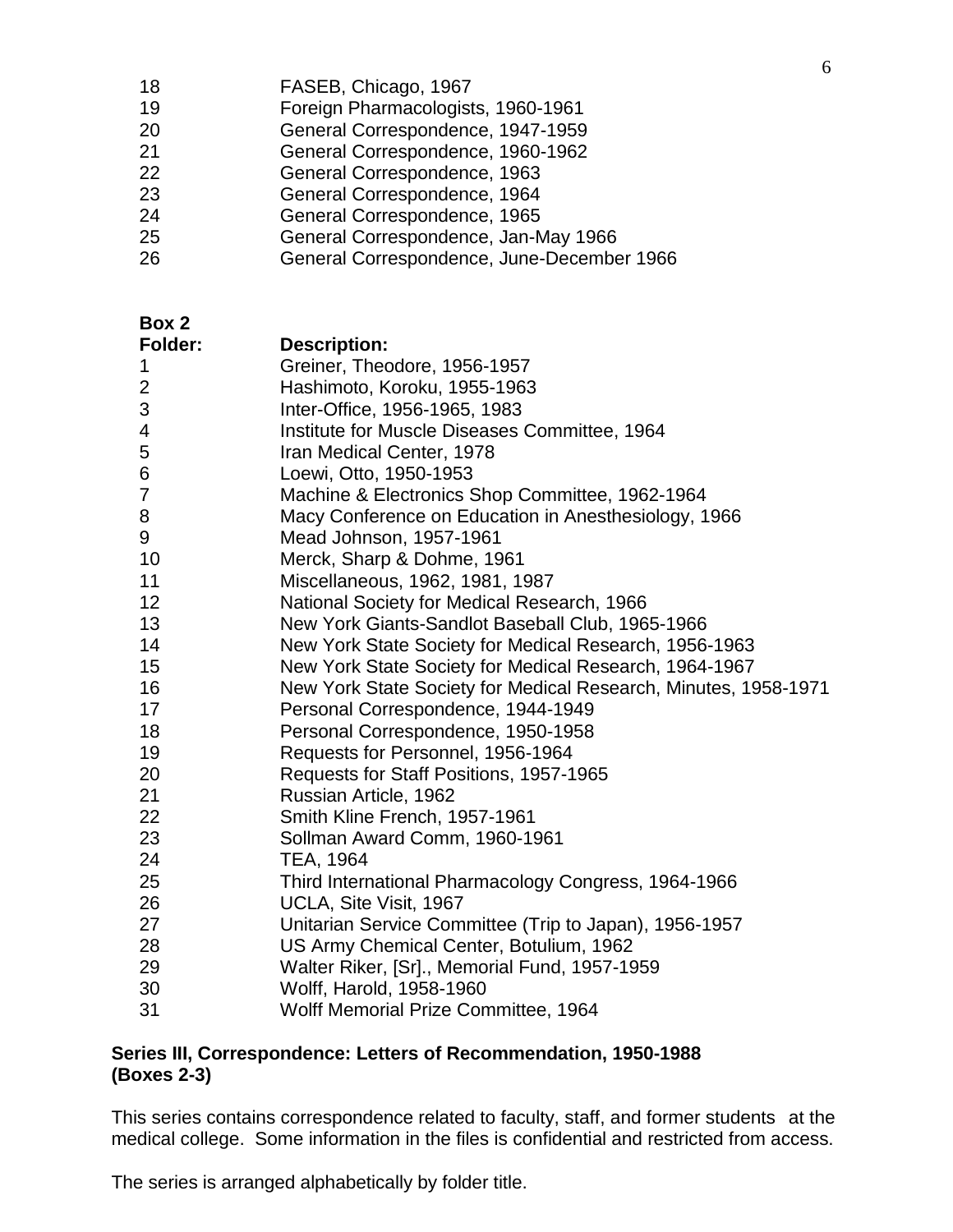| | |
|---|---|
| 18 | FASEB, Chicago, 1967 |
| 19 | Foreign Pharmacologists, 1960-1961 |
| 20 | General Correspondence, 1947-1959 |
| 21 | General Correspondence, 1960-1962 |
| 22 | General Correspondence, 1963 |
| 23 | General Correspondence, 1964 |
| 24 | General Correspondence, 1965 |
| 25 | General Correspondence, Jan-May 1966 |
| 26 | General Correspondence, June-December 1966 |

**Box 2**

| **Folder:** | **Description:** |
|---|---|
| 1 | Greiner, Theodore, 1956-1957 |
| 2 | Hashimoto, Koroku, 1955-1963 |
| 3 | Inter-Office, 1956-1965, 1983 |
| 4 | Institute for Muscle Diseases Committee, 1964 |
| 5 | Iran Medical Center, 1978 |
| 6 | Loewi, Otto, 1950-1953 |
| 7 | Machine & Electronics Shop Committee, 1962-1964 |
| 8 | Macy Conference on Education in Anesthesiology, 1966 |
| 9 | Mead Johnson, 1957-1961 |
| 10 | Merck, Sharp & Dohme, 1961 |
| 11 | Miscellaneous, 1962, 1981, 1987 |
| 12 | National Society for Medical Research, 1966 |
| 13 | New York Giants-Sandlot Baseball Club, 1965-1966 |
| 14 | New York State Society for Medical Research, 1956-1963 |
| 15 | New York State Society for Medical Research, 1964-1967 |
| 16 | New York State Society for Medical Research, Minutes, 1958-1971 |
| 17 | Personal Correspondence, 1944-1949 |
| 18 | Personal Correspondence, 1950-1958 |
| 19 | Requests for Personnel, 1956-1964 |
| 20 | Requests for Staff Positions, 1957-1965 |
| 21 | Russian Article, 1962 |
| 22 | Smith Kline French, 1957-1961 |
| 23 | Sollman Award Comm, 1960-1961 |
| 24 | TEA, 1964 |
| 25 | Third International Pharmacology Congress, 1964-1966 |
| 26 | UCLA, Site Visit, 1967 |
| 27 | Unitarian Service Committee (Trip to Japan), 1956-1957 |
| 28 | US Army Chemical Center, Botulium, 1962 |
| 29 | Walter Riker, [Sr]., Memorial Fund, 1957-1959 |
| 30 | Wolff, Harold, 1958-1960 |
| 31 | Wolff Memorial Prize Committee, 1964 |

**Series III, Correspondence: Letters of Recommendation, 1950-1988 (Boxes 2-3)**

This series contains correspondence related to faculty, staff, and former students at the medical college. Some information in the files is confidential and restricted from access.

The series is arranged alphabetically by folder title.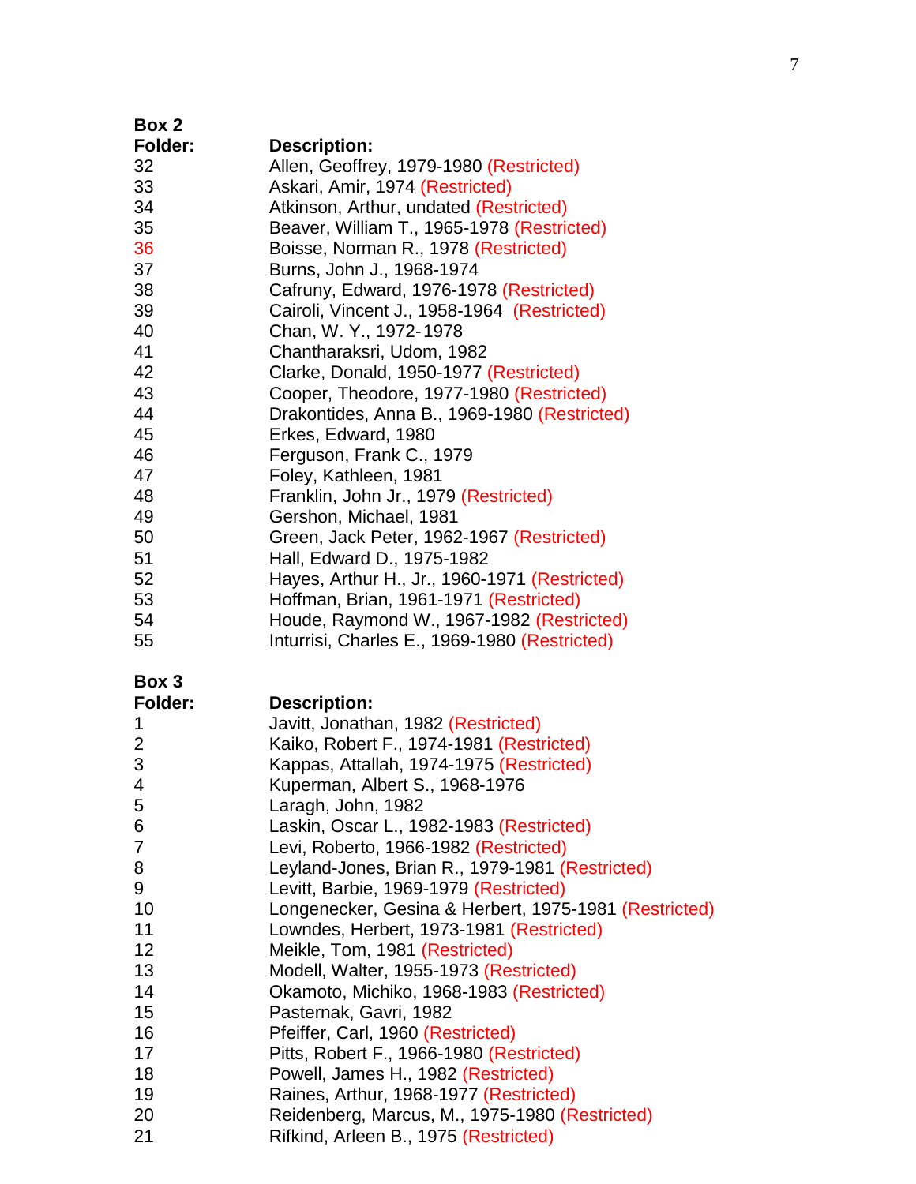**Box 2**

| Folder: | Description: |
|---|---|
| 32 | Allen, Geoffrey, 1979-1980 (Restricted) |
| 33 | Askari, Amir, 1974 (Restricted) |
| 34 | Atkinson, Arthur, undated (Restricted) |
| 35 | Beaver, William T., 1965-1978 (Restricted) |
| 36 | Boisse, Norman R., 1978 (Restricted) |
| 37 | Burns, John J., 1968-1974 |
| 38 | Cafruny, Edward, 1976-1978 (Restricted) |
| 39 | Cairoli, Vincent J., 1958-1964 (Restricted) |
| 40 | Chan, W. Y., 1972-1978 |
| 41 | Chantharaksri, Udom, 1982 |
| 42 | Clarke, Donald, 1950-1977 (Restricted) |
| 43 | Cooper, Theodore, 1977-1980 (Restricted) |
| 44 | Drakontides, Anna B., 1969-1980 (Restricted) |
| 45 | Erkes, Edward, 1980 |
| 46 | Ferguson, Frank C., 1979 |
| 47 | Foley, Kathleen, 1981 |
| 48 | Franklin, John Jr., 1979 (Restricted) |
| 49 | Gershon, Michael, 1981 |
| 50 | Green, Jack Peter, 1962-1967 (Restricted) |
| 51 | Hall, Edward D., 1975-1982 |
| 52 | Hayes, Arthur H., Jr., 1960-1971 (Restricted) |
| 53 | Hoffman, Brian, 1961-1971 (Restricted) |
| 54 | Houde, Raymond W., 1967-1982 (Restricted) |
| 55 | Inturrisi, Charles E., 1969-1980 (Restricted) |

**Box 3**

| Folder: | Description: |
|---|---|
| 1 | Javitt, Jonathan, 1982 (Restricted) |
| 2 | Kaiko, Robert F., 1974-1981 (Restricted) |
| 3 | Kappas, Attallah, 1974-1975 (Restricted) |
| 4 | Kuperman, Albert S., 1968-1976 |
| 5 | Laragh, John, 1982 |
| 6 | Laskin, Oscar L., 1982-1983 (Restricted) |
| 7 | Levi, Roberto, 1966-1982 (Restricted) |
| 8 | Leyland-Jones, Brian R., 1979-1981 (Restricted) |
| 9 | Levitt, Barbie, 1969-1979 (Restricted) |
| 10 | Longenecker, Gesina & Herbert, 1975-1981 (Restricted) |
| 11 | Lowndes, Herbert, 1973-1981 (Restricted) |
| 12 | Meikle, Tom, 1981 (Restricted) |
| 13 | Modell, Walter, 1955-1973 (Restricted) |
| 14 | Okamoto, Michiko, 1968-1983 (Restricted) |
| 15 | Pasternak, Gavri, 1982 |
| 16 | Pfeiffer, Carl, 1960 (Restricted) |
| 17 | Pitts, Robert F., 1966-1980 (Restricted) |
| 18 | Powell, James H., 1982 (Restricted) |
| 19 | Raines, Arthur, 1968-1977 (Restricted) |
| 20 | Reidenberg, Marcus, M., 1975-1980 (Restricted) |
| 21 | Rifkind, Arleen B., 1975 (Restricted) |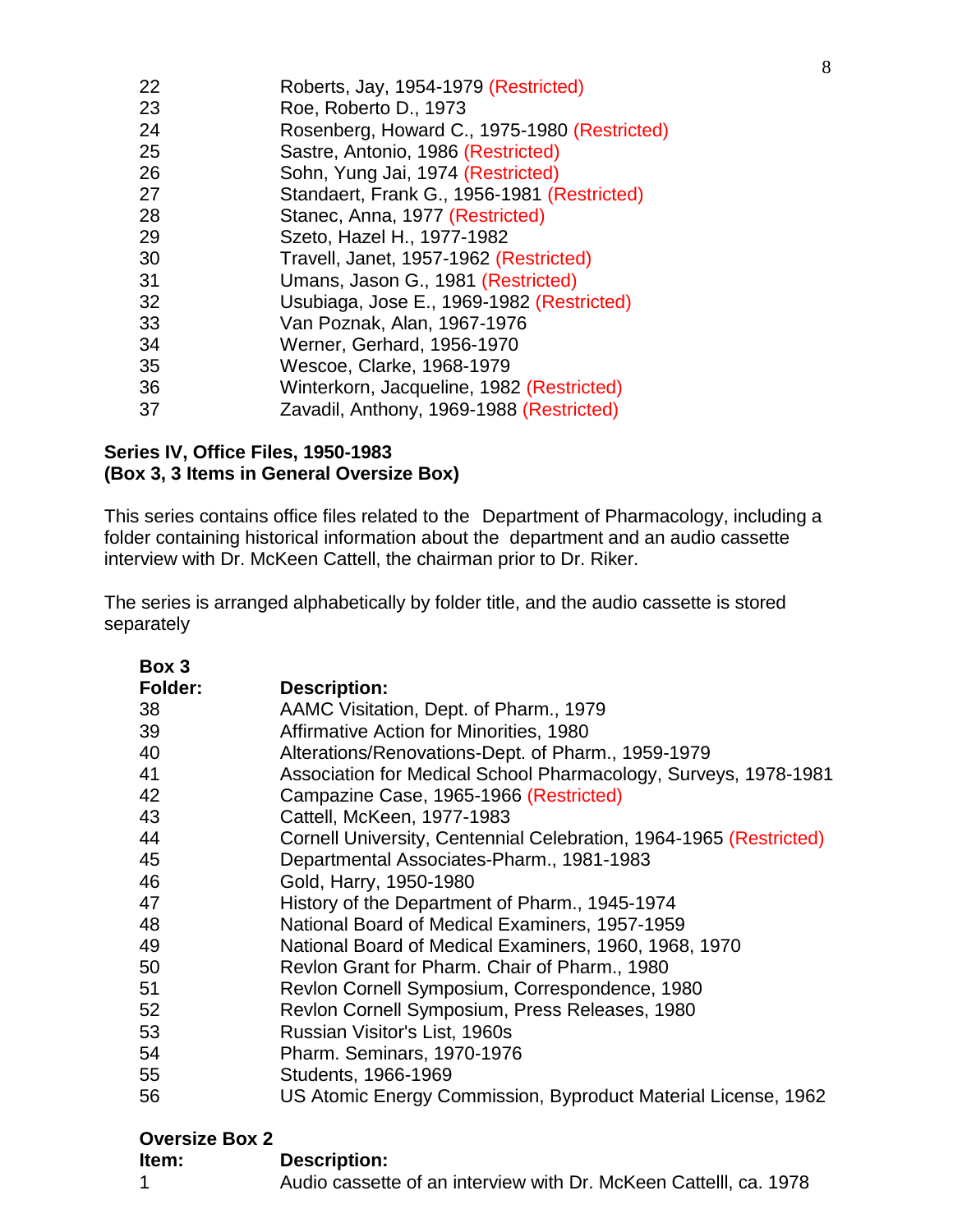| | |
|---|---|
| 22 | Roberts, Jay, 1954-1979 (Restricted) |
| 23 | Roe, Roberto D., 1973 |
| 24 | Rosenberg, Howard C., 1975-1980 (Restricted) |
| 25 | Sastre, Antonio, 1986 (Restricted) |
| 26 | Sohn, Yung Jai, 1974 (Restricted) |
| 27 | Standaert, Frank G., 1956-1981 (Restricted) |
| 28 | Stanec, Anna, 1977 (Restricted) |
| 29 | Szeto, Hazel H., 1977-1982 |
| 30 | Travell, Janet, 1957-1962 (Restricted) |
| 31 | Umans, Jason G., 1981 (Restricted) |
| 32 | Usubiaga, Jose E., 1969-1982 (Restricted) |
| 33 | Van Poznak, Alan, 1967-1976 |
| 34 | Werner, Gerhard, 1956-1970 |
| 35 | Wescoe, Clarke, 1968-1979 |
| 36 | Winterkorn, Jacqueline, 1982 (Restricted) |
| 37 | Zavadil, Anthony, 1969-1988 (Restricted) |

**Series IV, Office Files, 1950-1983**
**(Box 3, 3 Items in General Oversize Box)**

This series contains office files related to the Department of Pharmacology, including a folder containing historical information about the department and an audio cassette interview with Dr. McKeen Cattell, the chairman prior to Dr. Riker.

The series is arranged alphabetically by folder title, and the audio cassette is stored separately

**Box 3**

| **Folder:** | **Description:** |
|---|---|
| 38 | AAMC Visitation, Dept. of Pharm., 1979 |
| 39 | Affirmative Action for Minorities, 1980 |
| 40 | Alterations/Renovations-Dept. of Pharm., 1959-1979 |
| 41 | Association for Medical School Pharmacology, Surveys, 1978-1981 |
| 42 | Campazine Case, 1965-1966 (Restricted) |
| 43 | Cattell, McKeen, 1977-1983 |
| 44 | Cornell University, Centennial Celebration, 1964-1965 (Restricted) |
| 45 | Departmental Associates-Pharm., 1981-1983 |
| 46 | Gold, Harry, 1950-1980 |
| 47 | History of the Department of Pharm., 1945-1974 |
| 48 | National Board of Medical Examiners, 1957-1959 |
| 49 | National Board of Medical Examiners, 1960, 1968, 1970 |
| 50 | Revlon Grant for Pharm. Chair of Pharm., 1980 |
| 51 | Revlon Cornell Symposium, Correspondence, 1980 |
| 52 | Revlon Cornell Symposium, Press Releases, 1980 |
| 53 | Russian Visitor's List, 1960s |
| 54 | Pharm. Seminars, 1970-1976 |
| 55 | Students, 1966-1969 |
| 56 | US Atomic Energy Commission, Byproduct Material License, 1962 |

**Oversize Box 2**

| **Item:** | **Description:** |
|---|---|
| 1 | Audio cassette of an interview with Dr. McKeen Cattelll, ca. 1978 |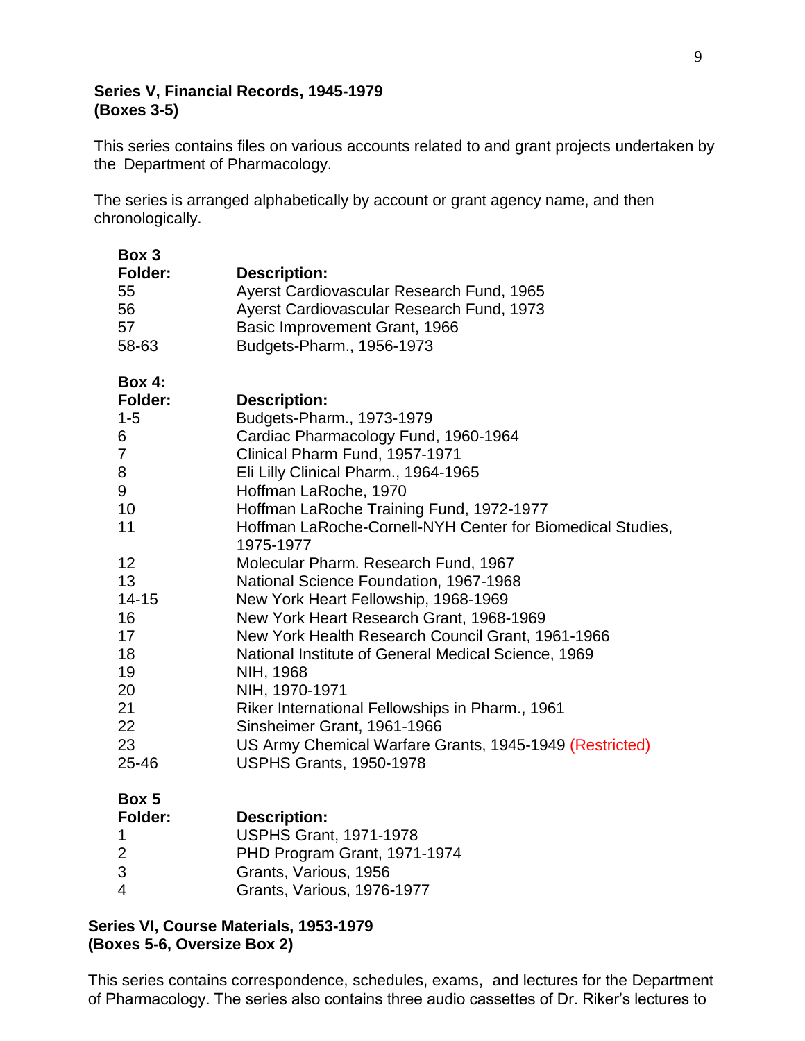**Series V, Financial Records, 1945-1979**
**(Boxes 3-5)**

This series contains files on various accounts related to and grant projects undertaken by the Department of Pharmacology.

The series is arranged alphabetically by account or grant agency name, and then chronologically.

**Box 3**

| Folder: | Description: |
| --- | --- |
| 55 | Ayerst Cardiovascular Research Fund, 1965 |
| 56 | Ayerst Cardiovascular Research Fund, 1973 |
| 57 | Basic Improvement Grant, 1966 |
| 58-63 | Budgets-Pharm., 1956-1973 |

**Box 4:**

| Folder: | Description: |
| --- | --- |
| 1-5 | Budgets-Pharm., 1973-1979 |
| 6 | Cardiac Pharmacology Fund, 1960-1964 |
| 7 | Clinical Pharm Fund, 1957-1971 |
| 8 | Eli Lilly Clinical Pharm., 1964-1965 |
| 9 | Hoffman LaRoche, 1970 |
| 10 | Hoffman LaRoche Training Fund, 1972-1977 |
| 11 | Hoffman LaRoche-Cornell-NYH Center for Biomedical Studies, 1975-1977 |
| 12 | Molecular Pharm. Research Fund, 1967 |
| 13 | National Science Foundation, 1967-1968 |
| 14-15 | New York Heart Fellowship, 1968-1969 |
| 16 | New York Heart Research Grant, 1968-1969 |
| 17 | New York Health Research Council Grant, 1961-1966 |
| 18 | National Institute of General Medical Science, 1969 |
| 19 | NIH, 1968 |
| 20 | NIH, 1970-1971 |
| 21 | Riker International Fellowships in Pharm., 1961 |
| 22 | Sinsheimer Grant, 1961-1966 |
| 23 | US Army Chemical Warfare Grants, 1945-1949 (Restricted) |
| 25-46 | USPHS Grants, 1950-1978 |

**Box 5**

| Folder: | Description: |
| --- | --- |
| 1 | USPHS Grant, 1971-1978 |
| 2 | PHD Program Grant, 1971-1974 |
| 3 | Grants, Various, 1956 |
| 4 | Grants, Various, 1976-1977 |

**Series VI, Course Materials, 1953-1979**
**(Boxes 5-6, Oversize Box 2)**

This series contains correspondence, schedules, exams, and lectures for the Department of Pharmacology. The series also contains three audio cassettes of Dr. Riker's lectures to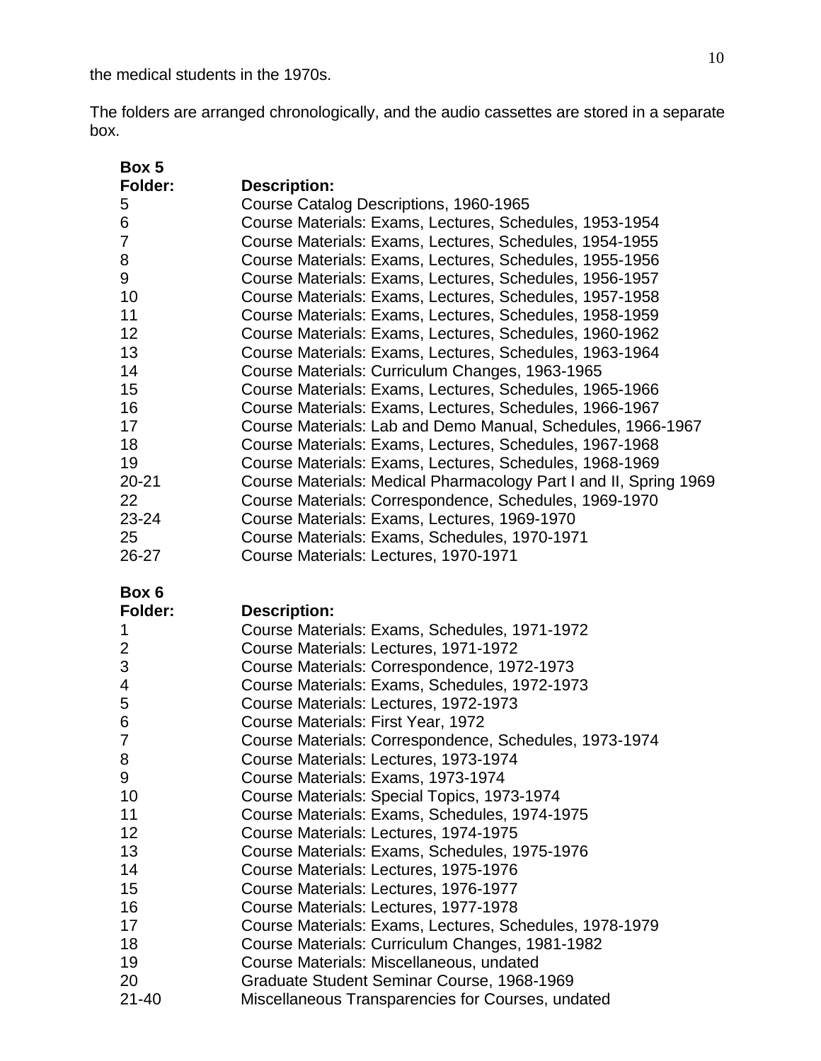the medical students in the 1970s.

The folders are arranged chronologically, and the audio cassettes are stored in a separate box.

**Box 5**

| Folder: | Description: |
|---|---|
| 5 | Course Catalog Descriptions, 1960-1965 |
| 6 | Course Materials: Exams, Lectures, Schedules, 1953-1954 |
| 7 | Course Materials: Exams, Lectures, Schedules, 1954-1955 |
| 8 | Course Materials: Exams, Lectures, Schedules, 1955-1956 |
| 9 | Course Materials: Exams, Lectures, Schedules, 1956-1957 |
| 10 | Course Materials: Exams, Lectures, Schedules, 1957-1958 |
| 11 | Course Materials: Exams, Lectures, Schedules, 1958-1959 |
| 12 | Course Materials: Exams, Lectures, Schedules, 1960-1962 |
| 13 | Course Materials: Exams, Lectures, Schedules, 1963-1964 |
| 14 | Course Materials: Curriculum Changes, 1963-1965 |
| 15 | Course Materials: Exams, Lectures, Schedules, 1965-1966 |
| 16 | Course Materials: Exams, Lectures, Schedules, 1966-1967 |
| 17 | Course Materials: Lab and Demo Manual, Schedules, 1966-1967 |
| 18 | Course Materials: Exams, Lectures, Schedules, 1967-1968 |
| 19 | Course Materials: Exams, Lectures, Schedules, 1968-1969 |
| 20-21 | Course Materials: Medical Pharmacology Part I and II, Spring 1969 |
| 22 | Course Materials: Correspondence, Schedules, 1969-1970 |
| 23-24 | Course Materials: Exams, Lectures, 1969-1970 |
| 25 | Course Materials: Exams, Schedules, 1970-1971 |
| 26-27 | Course Materials: Lectures, 1970-1971 |

**Box 6**

| Folder: | Description: |
|---|---|
| 1 | Course Materials: Exams, Schedules, 1971-1972 |
| 2 | Course Materials: Lectures, 1971-1972 |
| 3 | Course Materials: Correspondence, 1972-1973 |
| 4 | Course Materials: Exams, Schedules, 1972-1973 |
| 5 | Course Materials: Lectures, 1972-1973 |
| 6 | Course Materials: First Year, 1972 |
| 7 | Course Materials: Correspondence, Schedules, 1973-1974 |
| 8 | Course Materials: Lectures, 1973-1974 |
| 9 | Course Materials: Exams, 1973-1974 |
| 10 | Course Materials: Special Topics, 1973-1974 |
| 11 | Course Materials: Exams, Schedules, 1974-1975 |
| 12 | Course Materials: Lectures, 1974-1975 |
| 13 | Course Materials: Exams, Schedules, 1975-1976 |
| 14 | Course Materials: Lectures, 1975-1976 |
| 15 | Course Materials: Lectures, 1976-1977 |
| 16 | Course Materials: Lectures, 1977-1978 |
| 17 | Course Materials: Exams, Lectures, Schedules, 1978-1979 |
| 18 | Course Materials: Curriculum Changes, 1981-1982 |
| 19 | Course Materials: Miscellaneous, undated |
| 20 | Graduate Student Seminar Course, 1968-1969 |
| 21-40 | Miscellaneous Transparencies for Courses, undated |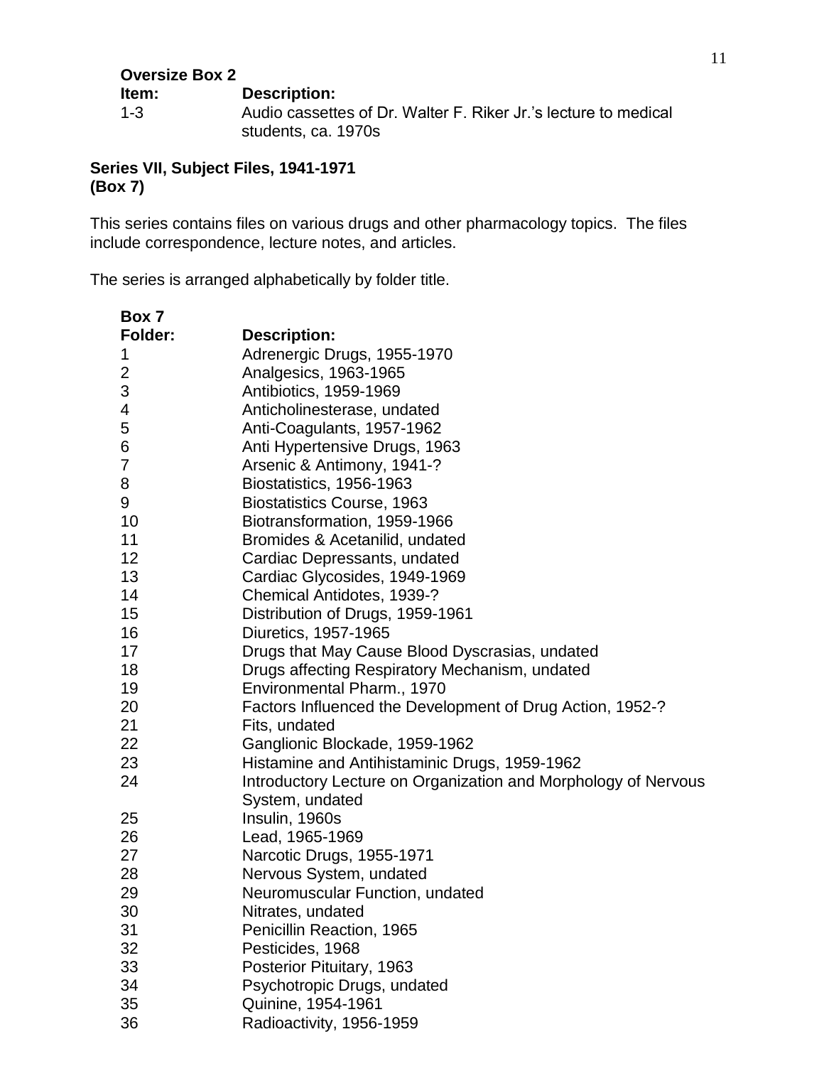**Oversize Box 2**

| Item: | Description: |
|---|---|
| 1-3 | Audio cassettes of Dr. Walter F. Riker Jr.'s lecture to medical students, ca. 1970s |

**Series VII, Subject Files, 1941-1971**
**(Box 7)**

This series contains files on various drugs and other pharmacology topics. The files include correspondence, lecture notes, and articles.

The series is arranged alphabetically by folder title.

**Box 7**

| Folder: | Description: |
|---|---|
| 1 | Adrenergic Drugs, 1955-1970 |
| 2 | Analgesics, 1963-1965 |
| 3 | Antibiotics, 1959-1969 |
| 4 | Anticholinesterase, undated |
| 5 | Anti-Coagulants, 1957-1962 |
| 6 | Anti Hypertensive Drugs, 1963 |
| 7 | Arsenic & Antimony, 1941-? |
| 8 | Biostatistics, 1956-1963 |
| 9 | Biostatistics Course, 1963 |
| 10 | Biotransformation, 1959-1966 |
| 11 | Bromides & Acetanilid, undated |
| 12 | Cardiac Depressants, undated |
| 13 | Cardiac Glycosides, 1949-1969 |
| 14 | Chemical Antidotes, 1939-? |
| 15 | Distribution of Drugs, 1959-1961 |
| 16 | Diuretics, 1957-1965 |
| 17 | Drugs that May Cause Blood Dyscrasias, undated |
| 18 | Drugs affecting Respiratory Mechanism, undated |
| 19 | Environmental Pharm., 1970 |
| 20 | Factors Influenced the Development of Drug Action, 1952-? |
| 21 | Fits, undated |
| 22 | Ganglionic Blockade, 1959-1962 |
| 23 | Histamine and Antihistaminic Drugs, 1959-1962 |
| 24 | Introductory Lecture on Organization and Morphology of Nervous System, undated |
| 25 | Insulin, 1960s |
| 26 | Lead, 1965-1969 |
| 27 | Narcotic Drugs, 1955-1971 |
| 28 | Nervous System, undated |
| 29 | Neuromuscular Function, undated |
| 30 | Nitrates, undated |
| 31 | Penicillin Reaction, 1965 |
| 32 | Pesticides, 1968 |
| 33 | Posterior Pituitary, 1963 |
| 34 | Psychotropic Drugs, undated |
| 35 | Quinine, 1954-1961 |
| 36 | Radioactivity, 1956-1959 |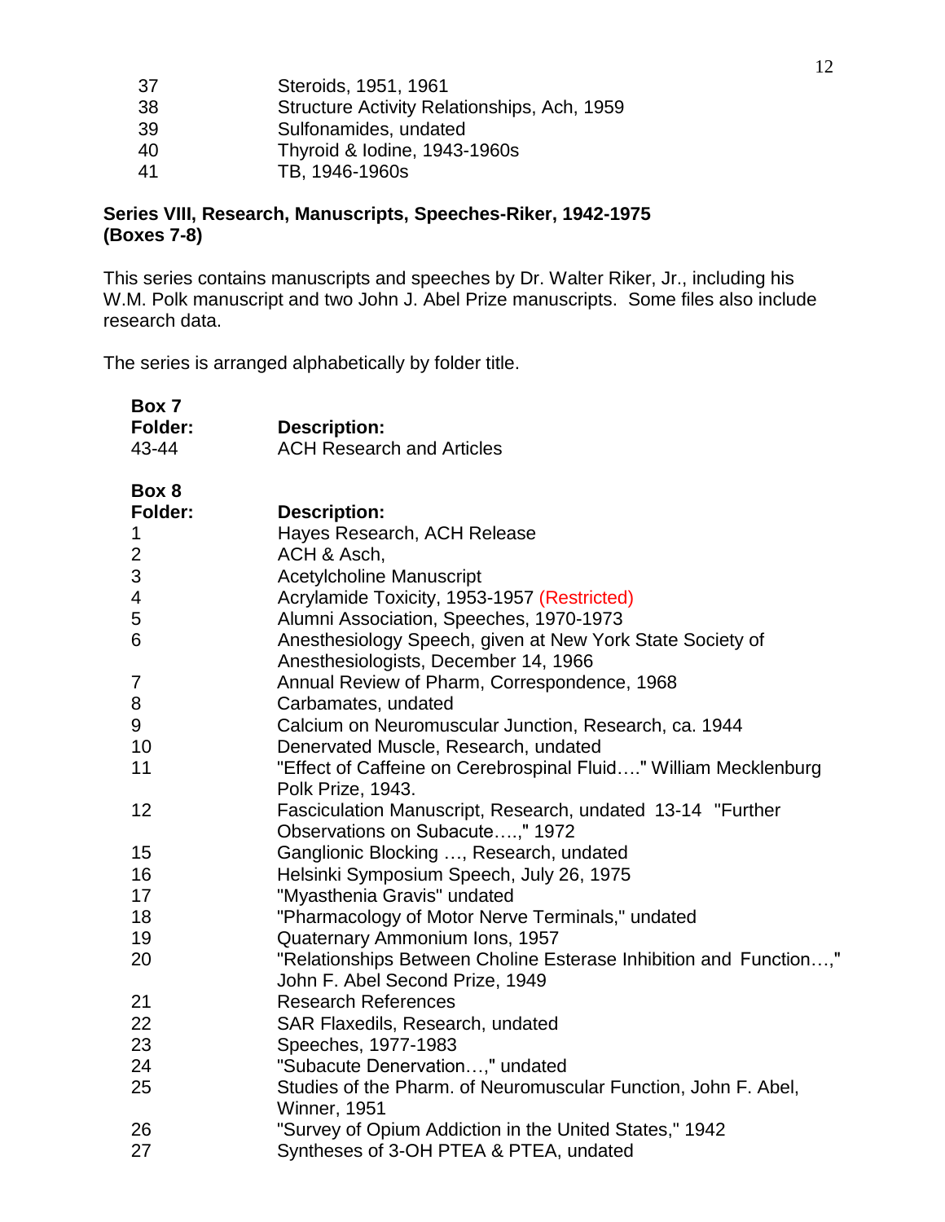| | |
|---|---|
| 37 | Steroids, 1951, 1961 |
| 38 | Structure Activity Relationships, Ach, 1959 |
| 39 | Sulfonamides, undated |
| 40 | Thyroid & Iodine, 1943-1960s |
| 41 | TB, 1946-1960s |

**Series VIII, Research, Manuscripts, Speeches-Riker, 1942-1975**
**(Boxes 7-8)**

This series contains manuscripts and speeches by Dr. Walter Riker, Jr., including his W.M. Polk manuscript and two John J. Abel Prize manuscripts. Some files also include research data.

The series is arranged alphabetically by folder title.

**Box 7**

| **Folder:** | **Description:** |
|---|---|
| 43-44 | ACH Research and Articles |

**Box 8**

| **Folder:** | **Description:** |
|---|---|
| 1 | Hayes Research, ACH Release |
| 2 | ACH & Asch, |
| 3 | Acetylcholine Manuscript |
| 4 | Acrylamide Toxicity, 1953-1957 (Restricted) |
| 5 | Alumni Association, Speeches, 1970-1973 |
| 6 | Anesthesiology Speech, given at New York State Society of Anesthesiologists, December 14, 1966 |
| 7 | Annual Review of Pharm, Correspondence, 1968 |
| 8 | Carbamates, undated |
| 9 | Calcium on Neuromuscular Junction, Research, ca. 1944 |
| 10 | Denervated Muscle, Research, undated |
| 11 | "Effect of Caffeine on Cerebrospinal Fluid…." William Mecklenburg Polk Prize, 1943. |
| 12 | Fasciculation Manuscript, Research, undated 13-14 "Further Observations on Subacute….," 1972 |
| 15 | Ganglionic Blocking …, Research, undated |
| 16 | Helsinki Symposium Speech, July 26, 1975 |
| 17 | "Myasthenia Gravis" undated |
| 18 | "Pharmacology of Motor Nerve Terminals," undated |
| 19 | Quaternary Ammonium Ions, 1957 |
| 20 | "Relationships Between Choline Esterase Inhibition and Function…," John F. Abel Second Prize, 1949 |
| 21 | Research References |
| 22 | SAR Flaxedils, Research, undated |
| 23 | Speeches, 1977-1983 |
| 24 | "Subacute Denervation…," undated |
| 25 | Studies of the Pharm. of Neuromuscular Function, John F. Abel, Winner, 1951 |
| 26 | "Survey of Opium Addiction in the United States," 1942 |
| 27 | Syntheses of 3-OH PTEA & PTEA, undated |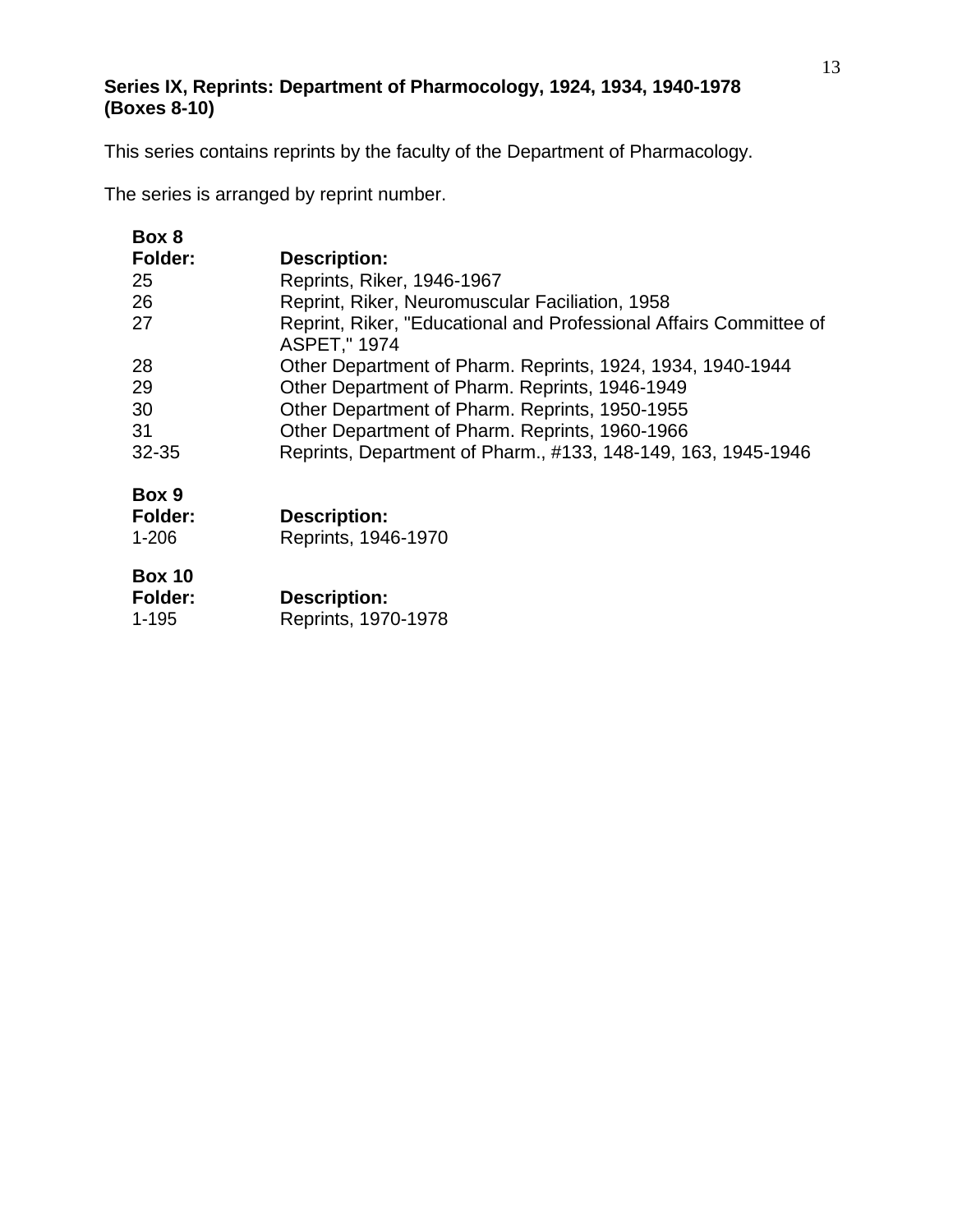**Series IX, Reprints: Department of Pharmocology, 1924, 1934, 1940-1978 (Boxes 8-10)**

This series contains reprints by the faculty of the Department of Pharmacology.

The series is arranged by reprint number.

**Box 8**

| **Folder:** | **Description:** |
|---|---|
| 25 | Reprints, Riker, 1946-1967 |
| 26 | Reprint, Riker, Neuromuscular Faciliation, 1958 |
| 27 | Reprint, Riker, "Educational and Professional Affairs Committee of ASPET," 1974 |
| 28 | Other Department of Pharm. Reprints, 1924, 1934, 1940-1944 |
| 29 | Other Department of Pharm. Reprints, 1946-1949 |
| 30 | Other Department of Pharm. Reprints, 1950-1955 |
| 31 | Other Department of Pharm. Reprints, 1960-1966 |
| 32-35 | Reprints, Department of Pharm., #133, 148-149, 163, 1945-1946 |

**Box 9**

| **Folder:** | **Description:** |
|---|---|
| 1-206 | Reprints, 1946-1970 |

**Box 10**

| **Folder:** | **Description:** |
|---|---|
| 1-195 | Reprints, 1970-1978 |